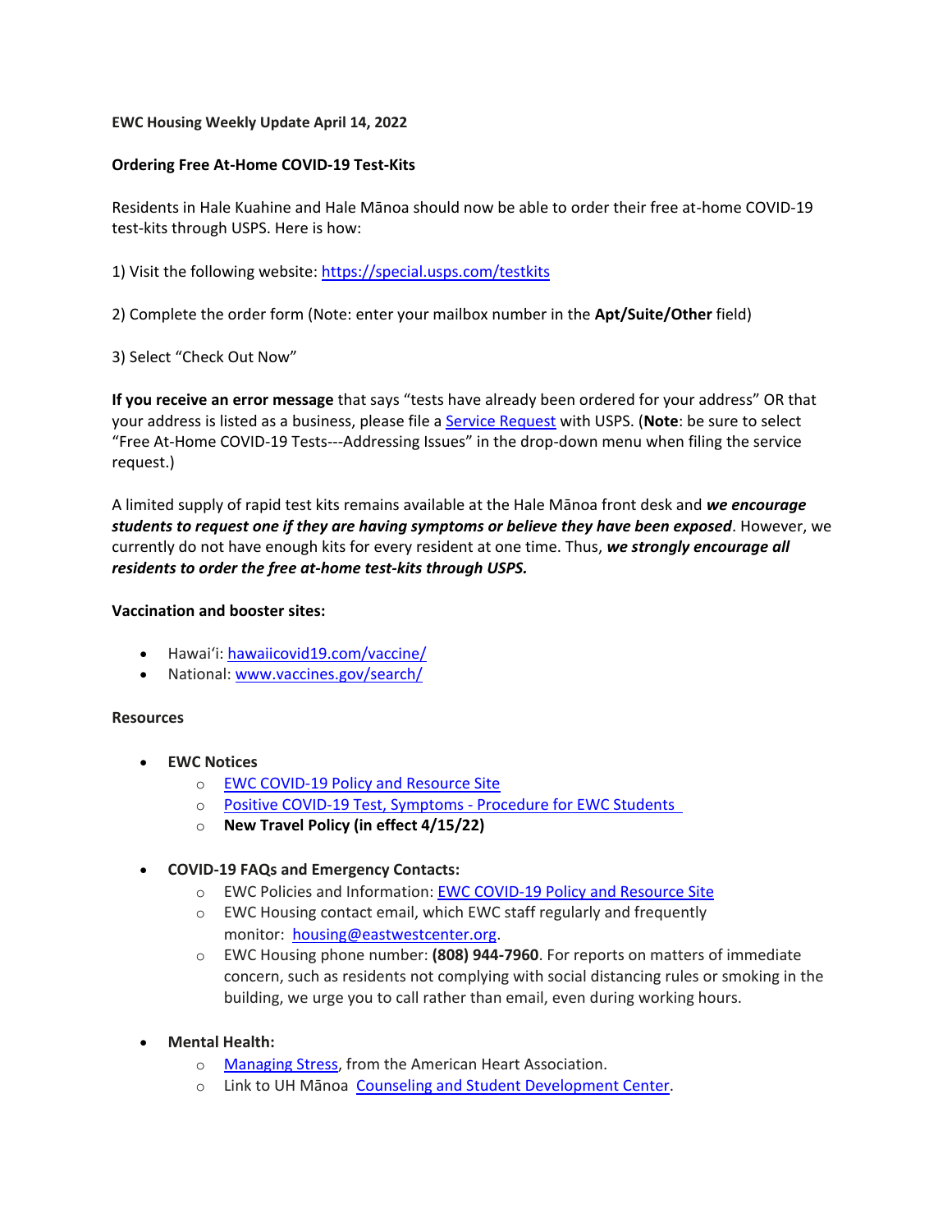**EWC Housing Weekly Update April 14, 2022**

**Ordering Free At-Home COVID-19 Test-Kits**

Residents in Hale Kuahine and Hale Mānoa should now be able to order their free at-home COVID-19 test-kits through USPS. Here is how:

1) Visit the following website: https://special.usps.com/testkits

2) Complete the order form (Note: enter your mailbox number in the **Apt/Suite/Other** field)

3) Select "Check Out Now"

**If you receive an error message** that says "tests have already been ordered for your address" OR that your address is listed as a business, please file a Service Request with USPS. (**Note**: be sure to select "Free At-Home COVID-19 Tests---Addressing Issues" in the drop-down menu when filing the service request.)

A limited supply of rapid test kits remains available at the Hale Mānoa front desk and ***we encourage students to request one if they are having symptoms or believe they have been exposed***. However, we currently do not have enough kits for every resident at one time. Thus, ***we strongly encourage all residents to order the free at-home test-kits through USPS.***

**Vaccination and booster sites:**

- Hawaiʻi: hawaiicovid19.com/vaccine/
- National: www.vaccines.gov/search/

**Resources**

- **EWC Notices**
  - EWC COVID-19 Policy and Resource Site
  - Positive COVID-19 Test, Symptoms - Procedure for EWC Students
  - **New Travel Policy (in effect 4/15/22)**

- **COVID-19 FAQs and Emergency Contacts:**
  - EWC Policies and Information: EWC COVID-19 Policy and Resource Site
  - EWC Housing contact email, which EWC staff regularly and frequently monitor: housing@eastwestcenter.org.
  - EWC Housing phone number: **(808) 944-7960**. For reports on matters of immediate concern, such as residents not complying with social distancing rules or smoking in the building, we urge you to call rather than email, even during working hours.

- **Mental Health:**
  - Managing Stress, from the American Heart Association.
  - Link to UH Mānoa Counseling and Student Development Center.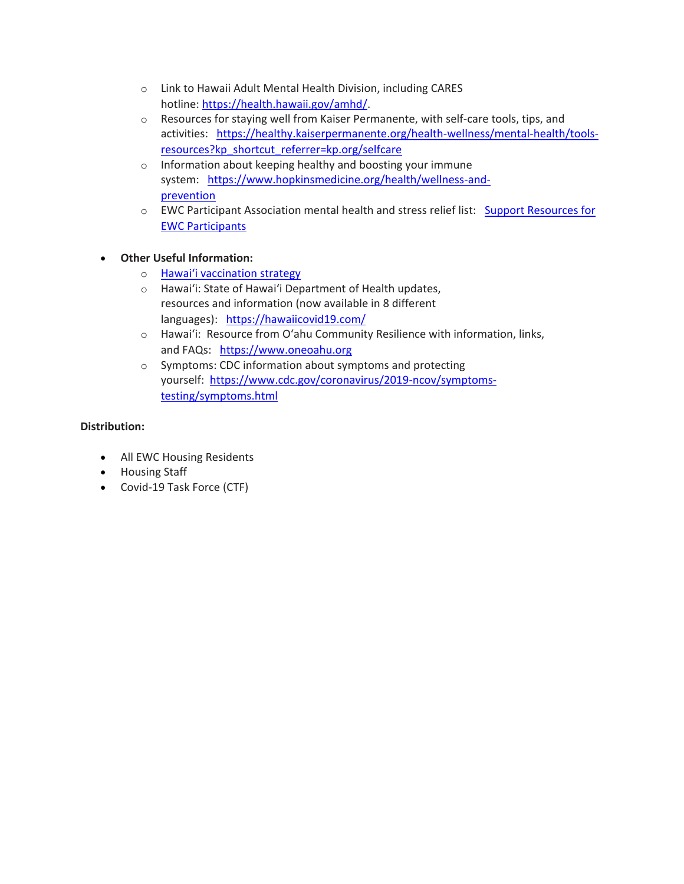- Link to Hawaii Adult Mental Health Division, including CARES hotline: https://health.hawaii.gov/amhd/.
  - Resources for staying well from Kaiser Permanente, with self-care tools, tips, and activities: https://healthy.kaiserpermanente.org/health-wellness/mental-health/tools-resources?kp_shortcut_referrer=kp.org/selfcare
  - Information about keeping healthy and boosting your immune system: https://www.hopkinsmedicine.org/health/wellness-and-prevention
  - EWC Participant Association mental health and stress relief list: Support Resources for EWC Participants

- **Other Useful Information:**
  - Hawai'i vaccination strategy
  - Hawai'i: State of Hawai'i Department of Health updates, resources and information (now available in 8 different languages): https://hawaiicovid19.com/
  - Hawai'i: Resource from O'ahu Community Resilience with information, links, and FAQs: https://www.oneoahu.org
  - Symptoms: CDC information about symptoms and protecting yourself: https://www.cdc.gov/coronavirus/2019-ncov/symptoms-testing/symptoms.html

**Distribution:**

- All EWC Housing Residents
- Housing Staff
- Covid-19 Task Force (CTF)